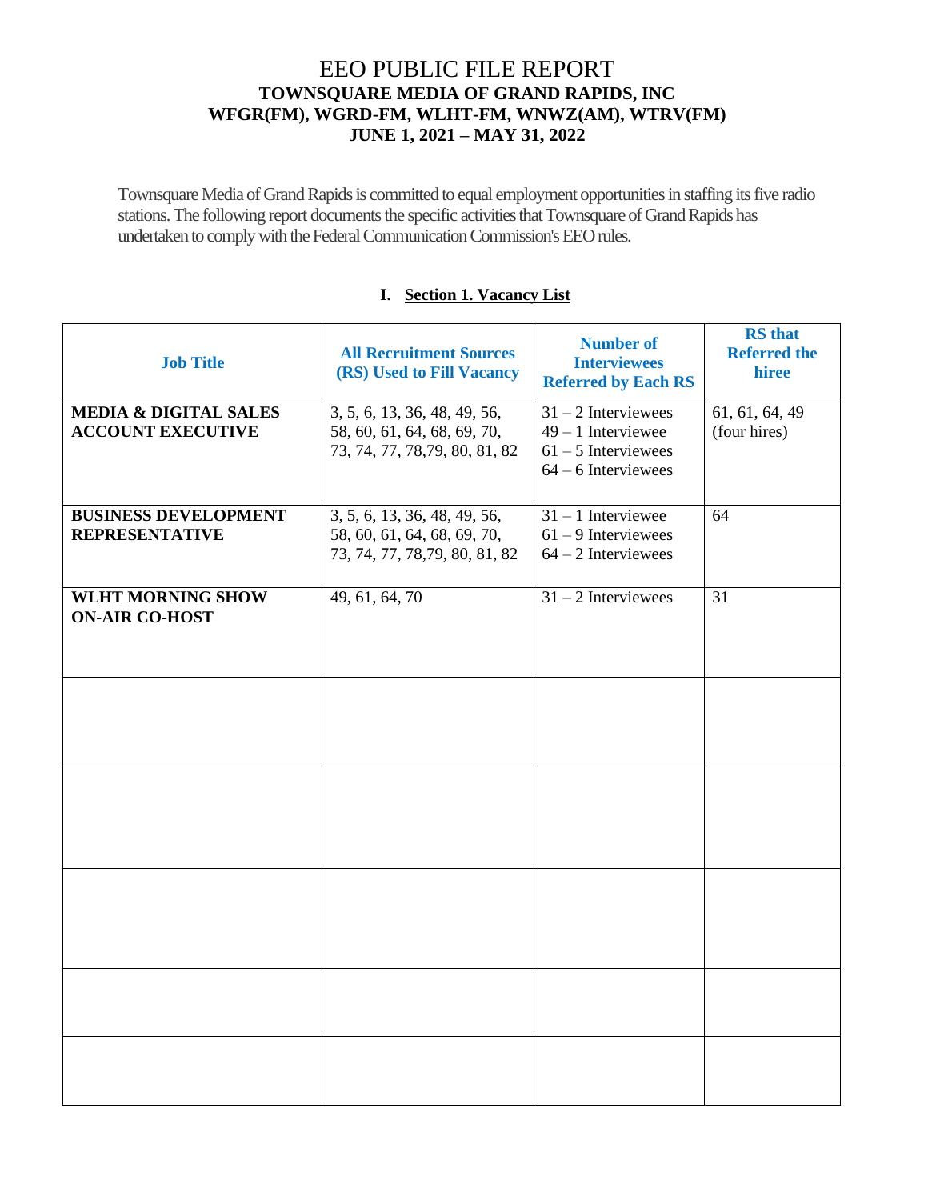# EEO PUBLIC FILE REPORT

**TOWNSQUARE MEDIA OF GRAND RAPIDS, INC**
**WFGR(FM), WGRD-FM, WLHT-FM, WNWZ(AM), WTRV(FM)**
**JUNE 1, 2021 – MAY 31, 2022**

Townsquare Media of Grand Rapids is committed to equal employment opportunities in staffing its five radio stations. The following report documents the specific activities that Townsquare of Grand Rapids has undertaken to comply with the Federal Communication Commission's EEO rules.

## I. Section 1. Vacancy List

| Job Title | All Recruitment Sources (RS) Used to Fill Vacancy | Number of Interviewees Referred by Each RS | RS that Referred the hiree |
|---|---|---|---|
| **MEDIA & DIGITAL SALES ACCOUNT EXECUTIVE** | 3, 5, 6, 13, 36, 48, 49, 56, 58, 60, 61, 64, 68, 69, 70, 73, 74, 77, 78,79, 80, 81, 82 | 31 – 2 Interviewees<br>49 – 1 Interviewee<br>61 – 5 Interviewees<br>64 – 6 Interviewees | 61, 61, 64, 49 (four hires) |
| **BUSINESS DEVELOPMENT REPRESENTATIVE** | 3, 5, 6, 13, 36, 48, 49, 56, 58, 60, 61, 64, 68, 69, 70, 73, 74, 77, 78,79, 80, 81, 82 | 31 – 1 Interviewee<br>61 – 9 Interviewees<br>64 – 2 Interviewees | 64 |
| **WLHT MORNING SHOW ON-AIR CO-HOST** | 49, 61, 64, 70 | 31 – 2 Interviewees | 31 |
| | | | |
| | | | |
| | | | |
| | | | |
| | | | |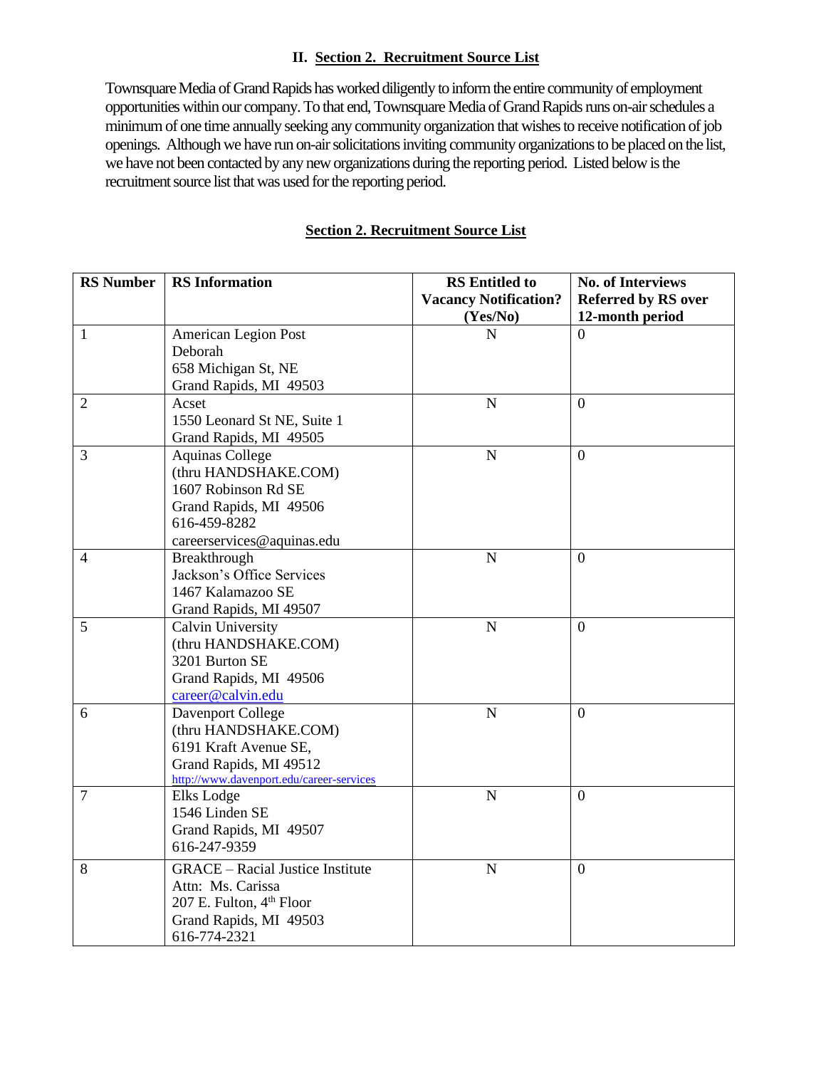## II. Section 2. Recruitment Source List

Townsquare Media of Grand Rapids has worked diligently to inform the entire community of employment opportunities within our company. To that end, Townsquare Media of Grand Rapids runs on-air schedules a minimum of one time annually seeking any community organization that wishes to receive notification of job openings. Although we have run on-air solicitations inviting community organizations to be placed on the list, we have not been contacted by any new organizations during the reporting period. Listed below is the recruitment source list that was used for the reporting period.

### Section 2. Recruitment Source List

| RS Number | RS Information | RS Entitled to Vacancy Notification? (Yes/No) | No. of Interviews Referred by RS over 12-month period |
|---|---|---|---|
| 1 | American Legion Post<br>Deborah<br>658 Michigan St, NE<br>Grand Rapids, MI 49503 | N | 0 |
| 2 | Acset<br>1550 Leonard St NE, Suite 1<br>Grand Rapids, MI 49505 | N | 0 |
| 3 | Aquinas College<br>(thru HANDSHAKE.COM)<br>1607 Robinson Rd SE<br>Grand Rapids, MI 49506<br>616-459-8282<br>careerservices@aquinas.edu | N | 0 |
| 4 | Breakthrough<br>Jackson's Office Services<br>1467 Kalamazoo SE<br>Grand Rapids, MI 49507 | N | 0 |
| 5 | Calvin University<br>(thru HANDSHAKE.COM)<br>3201 Burton SE<br>Grand Rapids, MI 49506<br>career@calvin.edu | N | 0 |
| 6 | Davenport College<br>(thru HANDSHAKE.COM)<br>6191 Kraft Avenue SE,<br>Grand Rapids, MI 49512<br>http://www.davenport.edu/career-services | N | 0 |
| 7 | Elks Lodge<br>1546 Linden SE<br>Grand Rapids, MI 49507<br>616-247-9359 | N | 0 |
| 8 | GRACE – Racial Justice Institute<br>Attn: Ms. Carissa<br>207 E. Fulton, 4th Floor<br>Grand Rapids, MI 49503<br>616-774-2321 | N | 0 |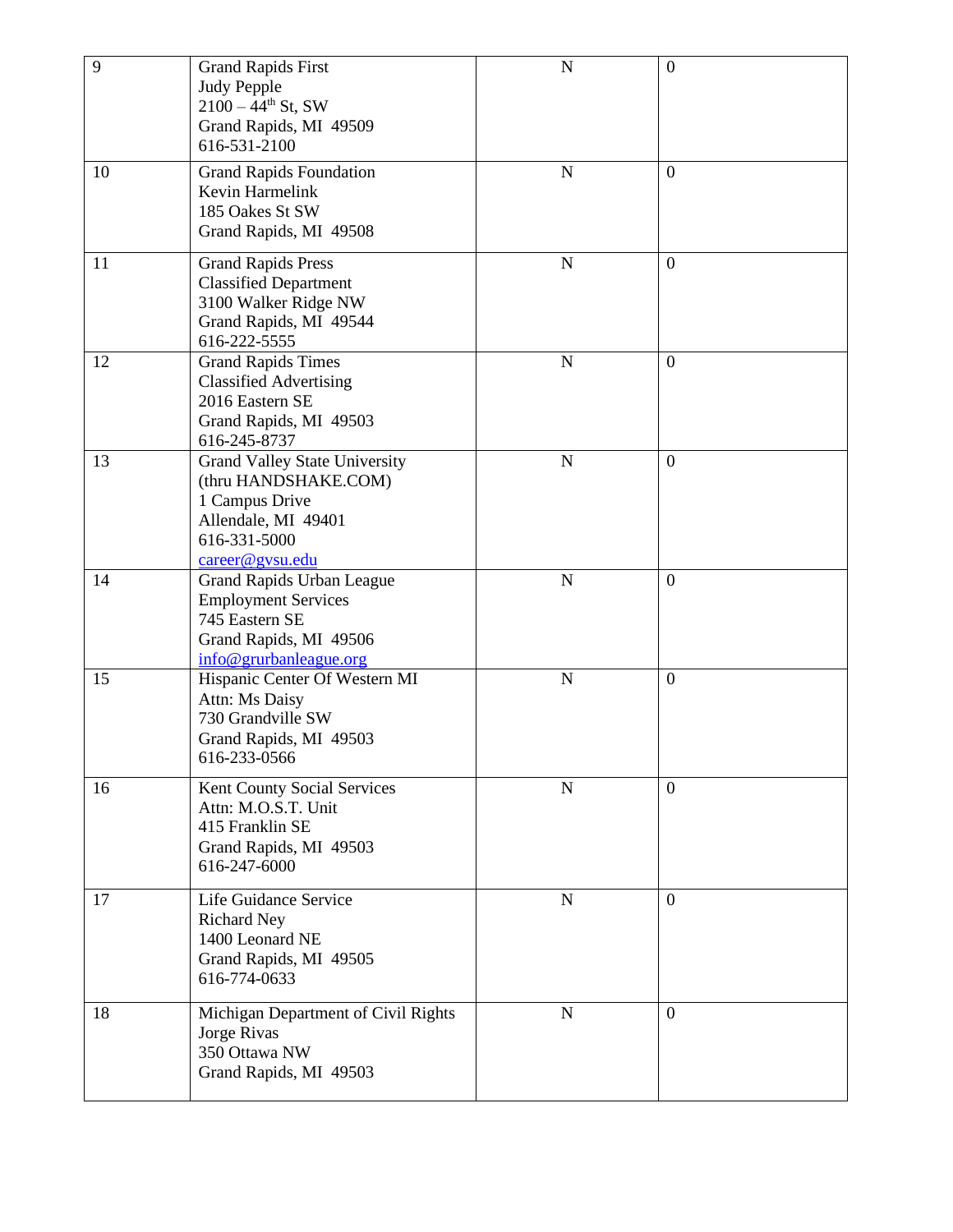| | | | |
|---|---|---|---|
| 9 | Grand Rapids First<br>Judy Pepple<br>2100 – 44th St, SW<br>Grand Rapids, MI 49509<br>616-531-2100 | N | 0 |
| 10 | Grand Rapids Foundation<br>Kevin Harmelink<br>185 Oakes St SW<br>Grand Rapids, MI 49508 | N | 0 |
| 11 | Grand Rapids Press<br>Classified Department<br>3100 Walker Ridge NW<br>Grand Rapids, MI 49544<br>616-222-5555 | N | 0 |
| 12 | Grand Rapids Times<br>Classified Advertising<br>2016 Eastern SE<br>Grand Rapids, MI 49503<br>616-245-8737 | N | 0 |
| 13 | Grand Valley State University<br>(thru HANDSHAKE.COM)<br>1 Campus Drive<br>Allendale, MI 49401<br>616-331-5000<br>career@gvsu.edu | N | 0 |
| 14 | Grand Rapids Urban League<br>Employment Services<br>745 Eastern SE<br>Grand Rapids, MI 49506<br>info@grurbanleague.org | N | 0 |
| 15 | Hispanic Center Of Western MI<br>Attn: Ms Daisy<br>730 Grandville SW<br>Grand Rapids, MI 49503<br>616-233-0566 | N | 0 |
| 16 | Kent County Social Services<br>Attn: M.O.S.T. Unit<br>415 Franklin SE<br>Grand Rapids, MI 49503<br>616-247-6000 | N | 0 |
| 17 | Life Guidance Service<br>Richard Ney<br>1400 Leonard NE<br>Grand Rapids, MI 49505<br>616-774-0633 | N | 0 |
| 18 | Michigan Department of Civil Rights<br>Jorge Rivas<br>350 Ottawa NW<br>Grand Rapids, MI 49503 | N | 0 |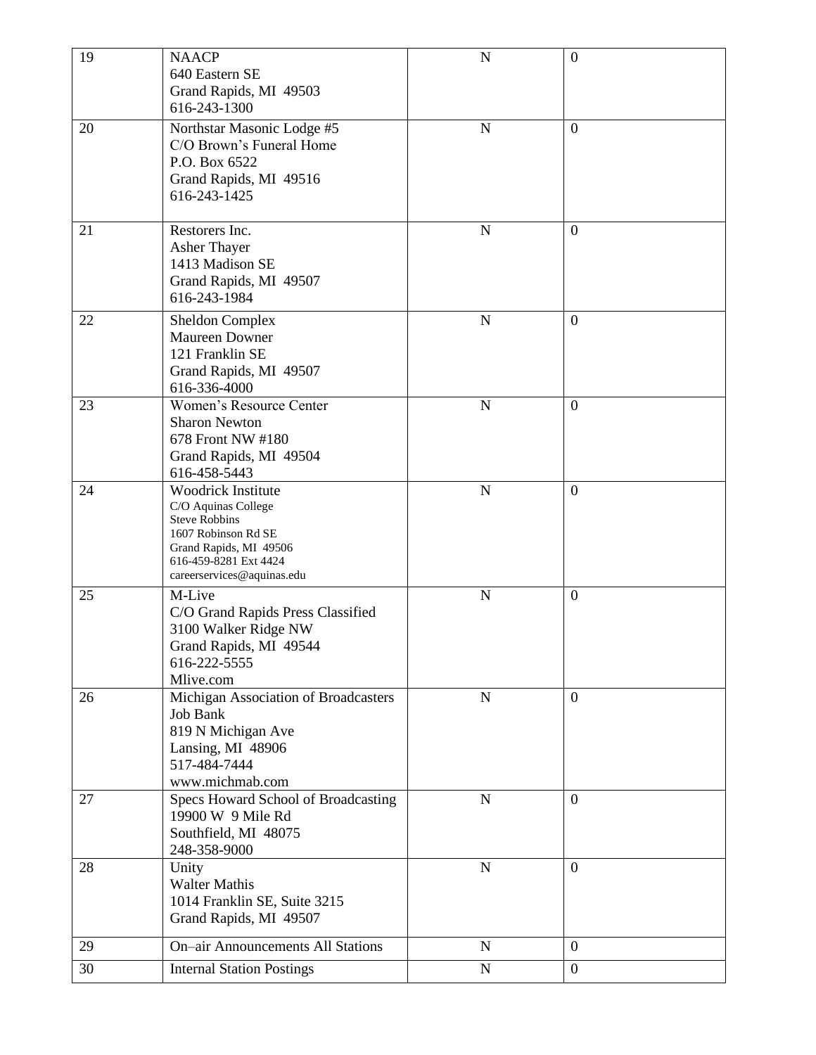| | | | |
|---|---|---|---|
| 19 | NAACP<br>640 Eastern SE<br>Grand Rapids, MI 49503<br>616-243-1300 | N | 0 |
| 20 | Northstar Masonic Lodge #5<br>C/O Brown's Funeral Home<br>P.O. Box 6522<br>Grand Rapids, MI 49516<br>616-243-1425 | N | 0 |
| 21 | Restorers Inc.<br>Asher Thayer<br>1413 Madison SE<br>Grand Rapids, MI 49507<br>616-243-1984 | N | 0 |
| 22 | Sheldon Complex<br>Maureen Downer<br>121 Franklin SE<br>Grand Rapids, MI 49507<br>616-336-4000 | N | 0 |
| 23 | Women's Resource Center<br>Sharon Newton<br>678 Front NW #180<br>Grand Rapids, MI 49504<br>616-458-5443 | N | 0 |
| 24 | Woodrick Institute<br>C/O Aquinas College<br>Steve Robbins<br>1607 Robinson Rd SE<br>Grand Rapids, MI 49506<br>616-459-8281 Ext 4424<br>careerservices@aquinas.edu | N | 0 |
| 25 | M-Live<br>C/O Grand Rapids Press Classified<br>3100 Walker Ridge NW<br>Grand Rapids, MI 49544<br>616-222-5555<br>Mlive.com | N | 0 |
| 26 | Michigan Association of Broadcasters<br>Job Bank<br>819 N Michigan Ave<br>Lansing, MI 48906<br>517-484-7444<br>www.michmab.com | N | 0 |
| 27 | Specs Howard School of Broadcasting<br>19900 W 9 Mile Rd<br>Southfield, MI 48075<br>248-358-9000 | N | 0 |
| 28 | Unity<br>Walter Mathis<br>1014 Franklin SE, Suite 3215<br>Grand Rapids, MI 49507 | N | 0 |
| 29 | On–air Announcements All Stations | N | 0 |
| 30 | Internal Station Postings | N | 0 |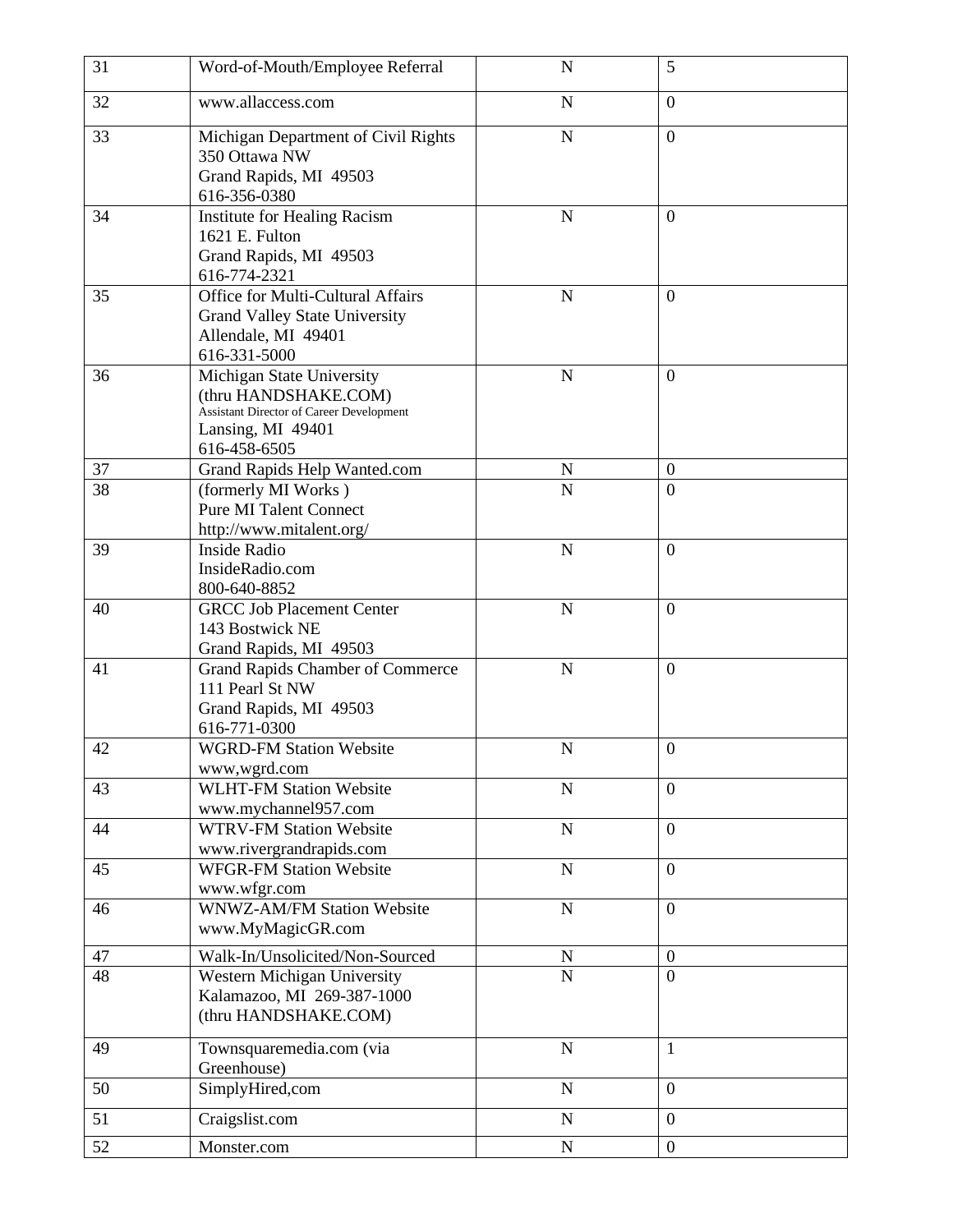| | | | |
|---|---|---|---|
| 31 | Word-of-Mouth/Employee Referral | N | 5 |
| 32 | www.allaccess.com | N | 0 |
| 33 | Michigan Department of Civil Rights<br>350 Ottawa NW<br>Grand Rapids, MI 49503<br>616-356-0380 | N | 0 |
| 34 | Institute for Healing Racism<br>1621 E. Fulton<br>Grand Rapids, MI 49503<br>616-774-2321 | N | 0 |
| 35 | Office for Multi-Cultural Affairs<br>Grand Valley State University<br>Allendale, MI 49401<br>616-331-5000 | N | 0 |
| 36 | Michigan State University<br>(thru HANDSHAKE.COM)<br>Assistant Director of Career Development<br>Lansing, MI 49401<br>616-458-6505 | N | 0 |
| 37 | Grand Rapids Help Wanted.com | N | 0 |
| 38 | (formerly MI Works )<br>Pure MI Talent Connect<br>http://www.mitalent.org/ | N | 0 |
| 39 | Inside Radio<br>InsideRadio.com<br>800-640-8852 | N | 0 |
| 40 | GRCC Job Placement Center<br>143 Bostwick NE<br>Grand Rapids, MI 49503 | N | 0 |
| 41 | Grand Rapids Chamber of Commerce<br>111 Pearl St NW<br>Grand Rapids, MI 49503<br>616-771-0300 | N | 0 |
| 42 | WGRD-FM Station Website<br>www,wgrd.com | N | 0 |
| 43 | WLHT-FM Station Website<br>www.mychannel957.com | N | 0 |
| 44 | WTRV-FM Station Website<br>www.rivergrandrapids.com | N | 0 |
| 45 | WFGR-FM Station Website<br>www.wfgr.com | N | 0 |
| 46 | WNWZ-AM/FM Station Website<br>www.MyMagicGR.com | N | 0 |
| 47 | Walk-In/Unsolicited/Non-Sourced | N | 0 |
| 48 | Western Michigan University<br>Kalamazoo, MI 269-387-1000<br>(thru HANDSHAKE.COM) | N | 0 |
| 49 | Townsquaremedia.com (via Greenhouse) | N | 1 |
| 50 | SimplyHired,com | N | 0 |
| 51 | Craigslist.com | N | 0 |
| 52 | Monster.com | N | 0 |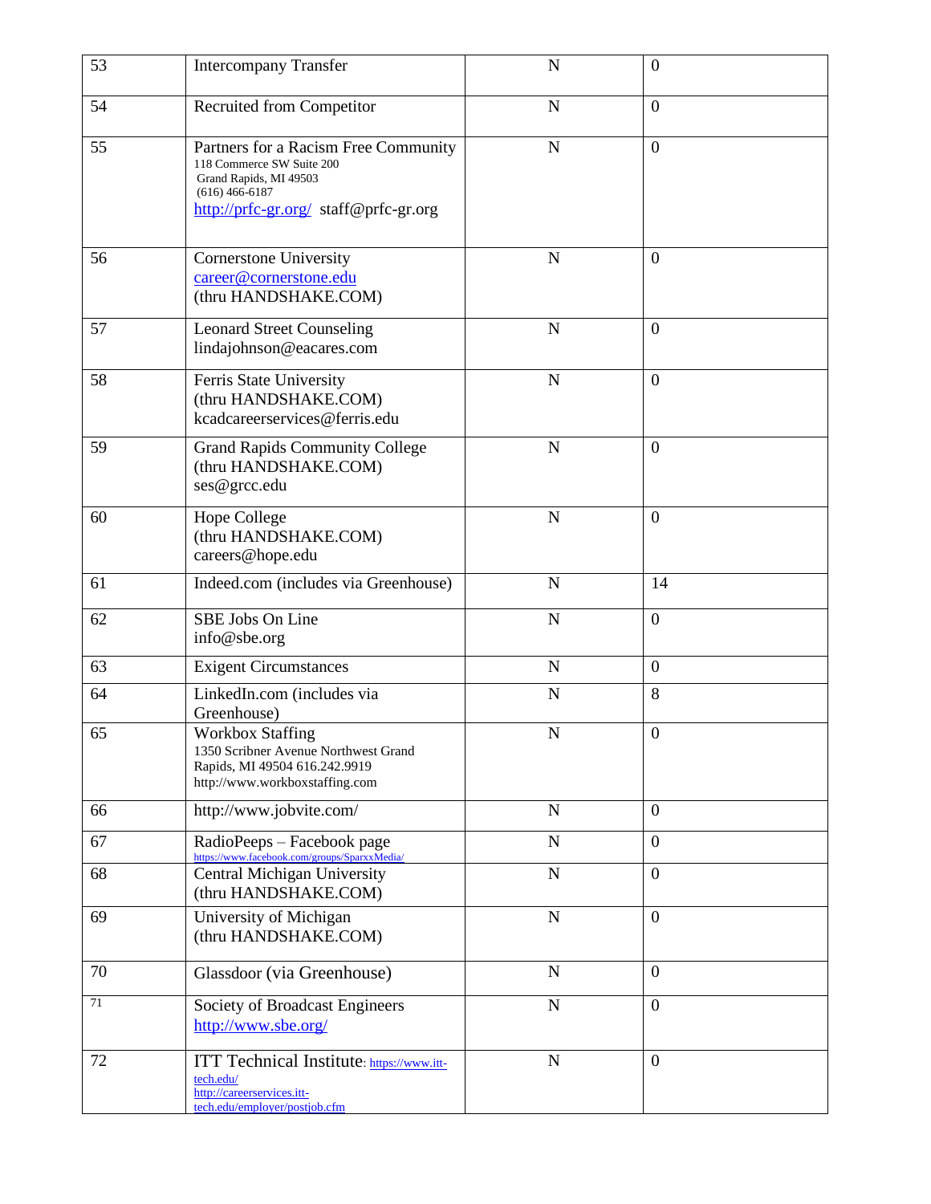| 53 | Intercompany Transfer | N | 0 |
|---|---|---|---|
| 54 | Recruited from Competitor | N | 0 |
| 55 | Partners for a Racism Free Community<br>118 Commerce SW Suite 200<br>Grand Rapids, MI 49503<br>(616) 466-6187<br>http://prfc-gr.org/ staff@prfc-gr.org | N | 0 |
| 56 | Cornerstone University<br>career@cornerstone.edu<br>(thru HANDSHAKE.COM) | N | 0 |
| 57 | Leonard Street Counseling<br>lindajohnson@eacares.com | N | 0 |
| 58 | Ferris State University<br>(thru HANDSHAKE.COM)<br>kcadcareerservices@ferris.edu | N | 0 |
| 59 | Grand Rapids Community College<br>(thru HANDSHAKE.COM)<br>ses@grcc.edu | N | 0 |
| 60 | Hope College<br>(thru HANDSHAKE.COM)<br>careers@hope.edu | N | 0 |
| 61 | Indeed.com (includes via Greenhouse) | N | 14 |
| 62 | SBE Jobs On Line<br>info@sbe.org | N | 0 |
| 63 | Exigent Circumstances | N | 0 |
| 64 | LinkedIn.com (includes via Greenhouse) | N | 8 |
| 65 | Workbox Staffing<br>1350 Scribner Avenue Northwest Grand Rapids, MI 49504 616.242.9919<br>http://www.workboxstaffing.com | N | 0 |
| 66 | http://www.jobvite.com/ | N | 0 |
| 67 | RadioPeeps – Facebook page<br>https://www.facebook.com/groups/SparxxMedia/ | N | 0 |
| 68 | Central Michigan University<br>(thru HANDSHAKE.COM) | N | 0 |
| 69 | University of Michigan<br>(thru HANDSHAKE.COM) | N | 0 |
| 70 | Glassdoor (via Greenhouse) | N | 0 |
| 71 | Society of Broadcast Engineers<br>http://www.sbe.org/ | N | 0 |
| 72 | ITT Technical Institute: https://www.itt-tech.edu/<br>http://careerservices.itt-tech.edu/employer/postjob.cfm | N | 0 |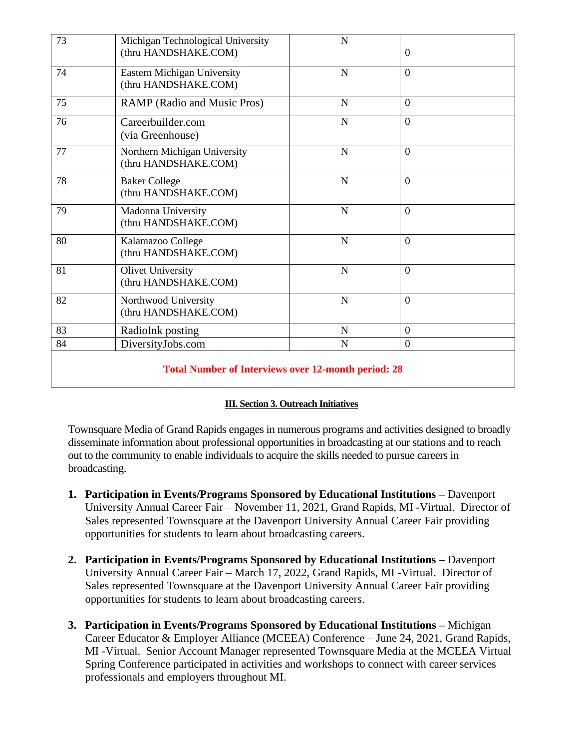| | | | |
|---|---|---|---|
| 73 | Michigan Technological University (thru HANDSHAKE.COM) | N | 0 |
| 74 | Eastern Michigan University (thru HANDSHAKE.COM) | N | 0 |
| 75 | RAMP (Radio and Music Pros) | N | 0 |
| 76 | Careerbuilder.com (via Greenhouse) | N | 0 |
| 77 | Northern Michigan University (thru HANDSHAKE.COM) | N | 0 |
| 78 | Baker College (thru HANDSHAKE.COM) | N | 0 |
| 79 | Madonna University (thru HANDSHAKE.COM) | N | 0 |
| 80 | Kalamazoo College (thru HANDSHAKE.COM) | N | 0 |
| 81 | Olivet University (thru HANDSHAKE.COM) | N | 0 |
| 82 | Northwood University (thru HANDSHAKE.COM) | N | 0 |
| 83 | RadioInk posting | N | 0 |
| 84 | DiversityJobs.com | N | 0 |
| **Total Number of Interviews over 12-month period: 28** | | | |

**III. Section 3. Outreach Initiatives**

Townsquare Media of Grand Rapids engages in numerous programs and activities designed to broadly disseminate information about professional opportunities in broadcasting at our stations and to reach out to the community to enable individuals to acquire the skills needed to pursue careers in broadcasting.

1. **Participation in Events/Programs Sponsored by Educational Institutions –** Davenport University Annual Career Fair – November 11, 2021, Grand Rapids, MI -Virtual. Director of Sales represented Townsquare at the Davenport University Annual Career Fair providing opportunities for students to learn about broadcasting careers.

2. **Participation in Events/Programs Sponsored by Educational Institutions –** Davenport University Annual Career Fair – March 17, 2022, Grand Rapids, MI -Virtual. Director of Sales represented Townsquare at the Davenport University Annual Career Fair providing opportunities for students to learn about broadcasting careers.

3. **Participation in Events/Programs Sponsored by Educational Institutions –** Michigan Career Educator & Employer Alliance (MCEEA) Conference – June 24, 2021, Grand Rapids, MI -Virtual. Senior Account Manager represented Townsquare Media at the MCEEA Virtual Spring Conference participated in activities and workshops to connect with career services professionals and employers throughout MI.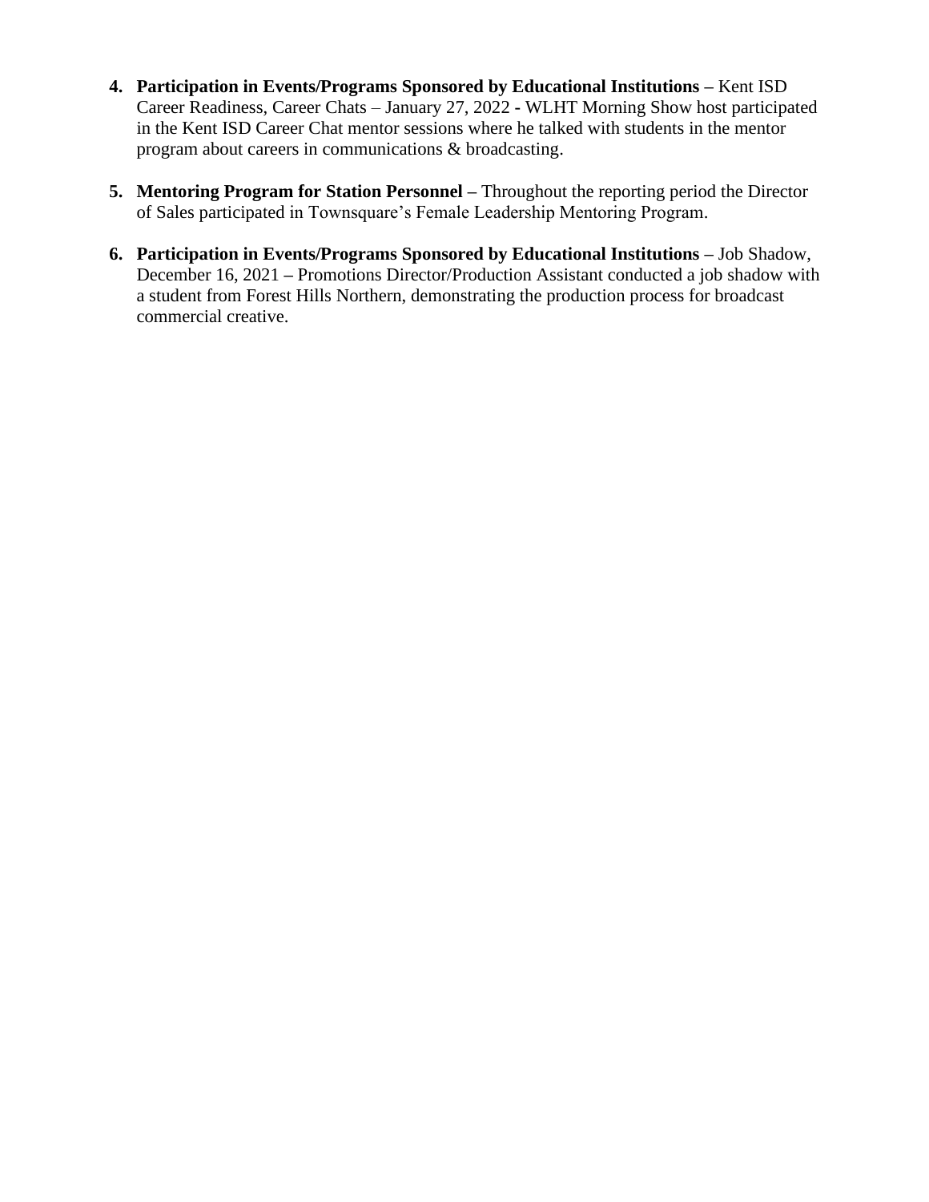4. **Participation in Events/Programs Sponsored by Educational Institutions –** Kent ISD Career Readiness, Career Chats – January 27, 2022 - WLHT Morning Show host participated in the Kent ISD Career Chat mentor sessions where he talked with students in the mentor program about careers in communications & broadcasting.

5. **Mentoring Program for Station Personnel –** Throughout the reporting period the Director of Sales participated in Townsquare's Female Leadership Mentoring Program.

6. **Participation in Events/Programs Sponsored by Educational Institutions –** Job Shadow, December 16, 2021 – Promotions Director/Production Assistant conducted a job shadow with a student from Forest Hills Northern, demonstrating the production process for broadcast commercial creative.